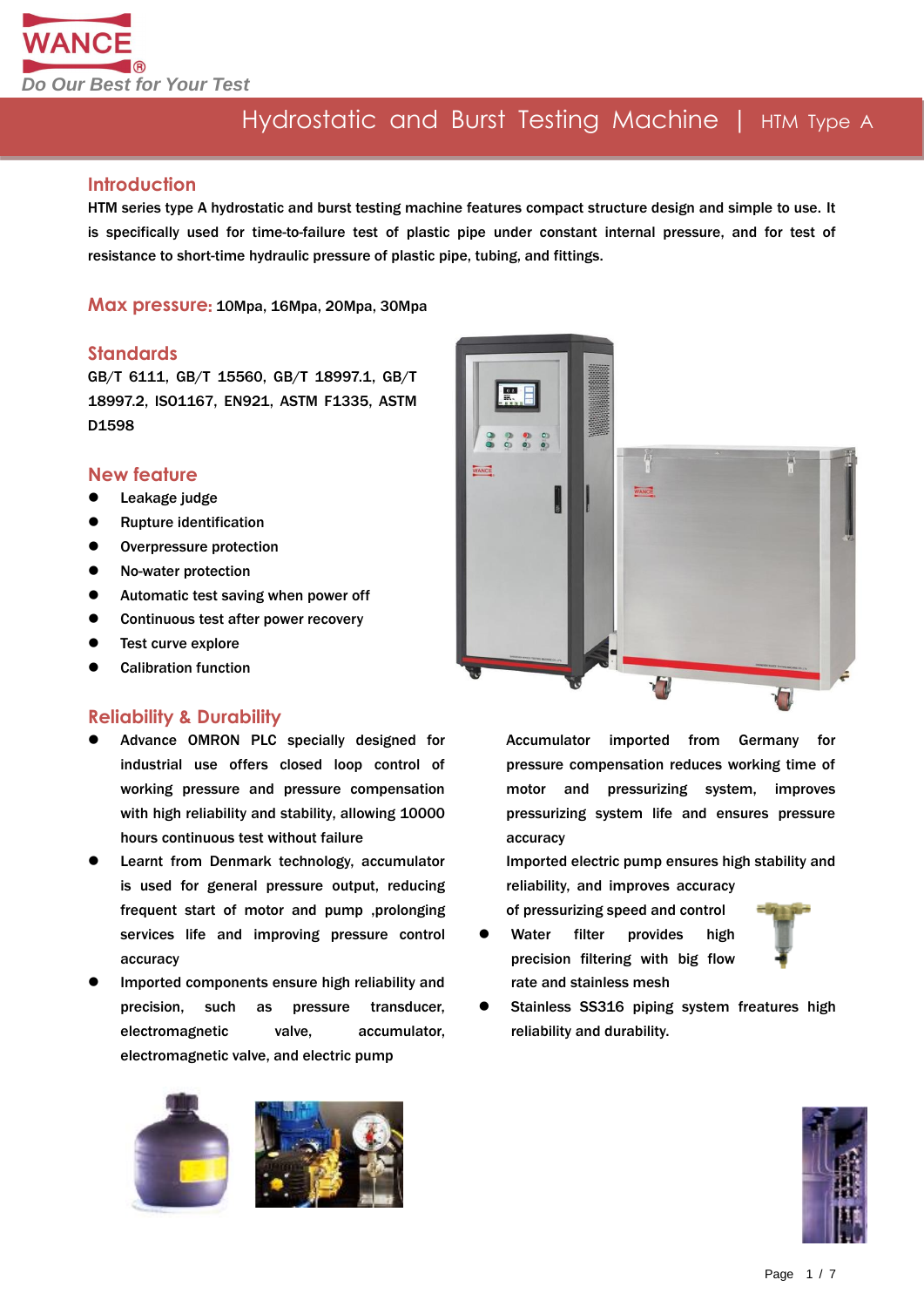WANCE®

*Do Our Best for Your Test*

# Hydrostatic and Burst Testing Machine | HTM Type A

## Introduction

HTM series type A hydrostatic and burst testing machine features compact structure design and simple to use. It is specifically used for time-to-failure test of plastic pipe under constant internal pressure, and for test of resistance to short-time hydraulic pressure of plastic pipe, tubing, and fittings.

## Max pressure: 10Mpa, 16Mpa, 20Mpa, 30Mpa

## Standards

GB/T 6111, GB/T 15560, GB/T 18997.1, GB/T 18997.2, ISO1167, EN921, ASTM F1335, ASTM D1598

## New feature

- Leakage judge
- Rupture identification
- Overpressure protection
- No-water protection
- Automatic test saving when power off
- Continuous test after power recovery
- Test curve explore
- Calibration function

## Reliability & Durability

- Advance OMRON PLC specially designed for industrial use offers closed loop control of working pressure and pressure compensation with high reliability and stability, allowing 10000 hours continuous test without failure
- Learnt from Denmark technology, accumulator is used for general pressure output, reducing frequent start of motor and pump ,prolonging services life and improving pressure control accuracy
- Imported components ensure high reliability and precision, such as pressure transducer, electromagnetic valve, accumulator, electromagnetic valve, and electric pump

  Accumulator imported from Germany for pressure compensation reduces working time of motor and pressurizing system, improves pressurizing system life and ensures pressure accuracy

  Imported electric pump ensures high stability and reliability, and improves accuracy of pressurizing speed and control
- Water filter provides high precision filtering with big flow rate and stainless mesh
- Stainless SS316 piping system freatures high reliability and durability.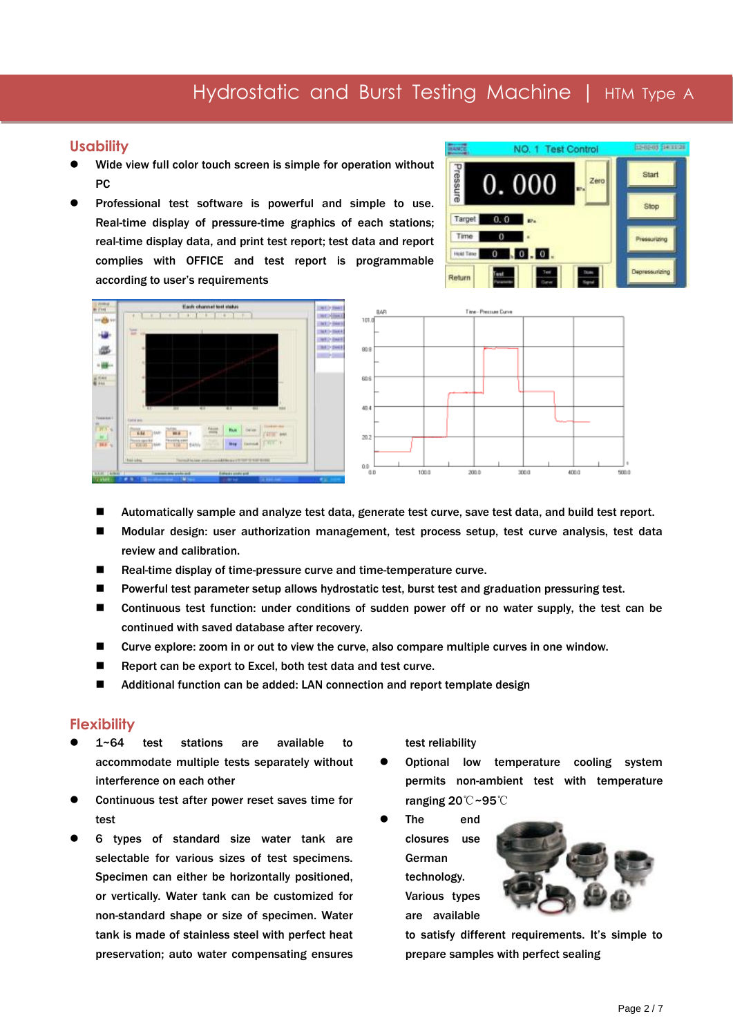## Usability

- Wide view full color touch screen is simple for operation without PC
- Professional test software is powerful and simple to use. Real-time display of pressure-time graphics of each stations; real-time display data, and print test report; test data and report complies with OFFICE and test report is programmable according to user's requirements

- Automatically sample and analyze test data, generate test curve, save test data, and build test report.
- Modular design: user authorization management, test process setup, test curve analysis, test data review and calibration.
- Real-time display of time-pressure curve and time-temperature curve.
- Powerful test parameter setup allows hydrostatic test, burst test and graduation pressuring test.
- Continuous test function: under conditions of sudden power off or no water supply, the test can be continued with saved database after recovery.
- Curve explore: zoom in or out to view the curve, also compare multiple curves in one window.
- Report can be export to Excel, both test data and test curve.
- Additional function can be added: LAN connection and report template design

## Flexibility

- 1~64 test stations are available to accommodate multiple tests separately without interference on each other
- Continuous test after power reset saves time for test
- 6 types of standard size water tank are selectable for various sizes of test specimens. Specimen can either be horizontally positioned, or vertically. Water tank can be customized for non-standard shape or size of specimen. Water tank is made of stainless steel with perfect heat preservation; auto water compensating ensures test reliability
- Optional low temperature cooling system permits non-ambient test with temperature ranging 20℃~95℃
- The end closures use German technology. Various types are available to satisfy different requirements. It's simple to prepare samples with perfect sealing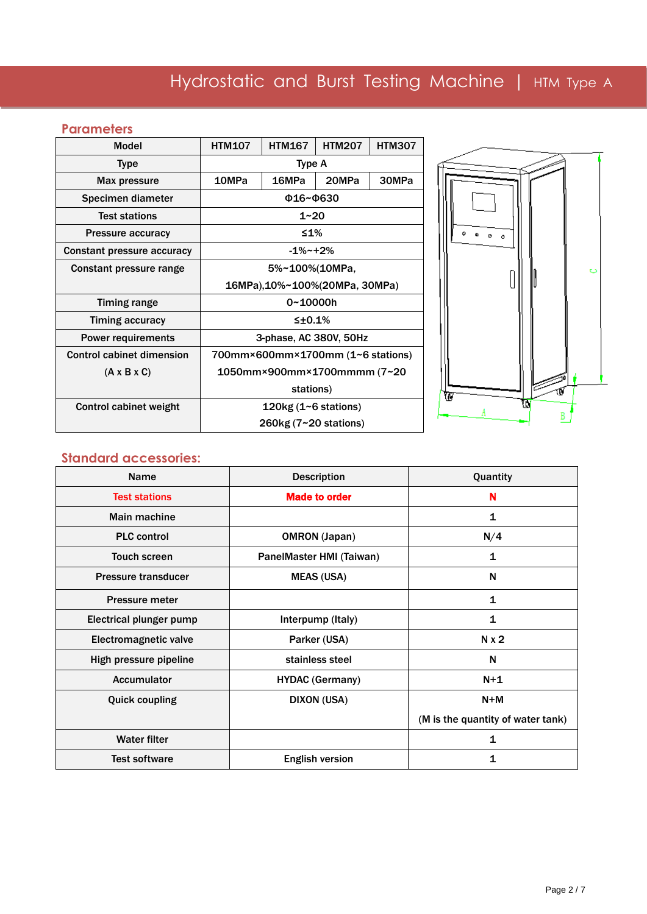# Hydrostatic and Burst Testing Machine | HTM Type A

## Parameters

| Model | HTM107 | HTM167 | HTM207 | HTM307 |
|---|---|---|---|---|
| Type | Type A | | | |
| Max pressure | 10MPa | 16MPa | 20MPa | 30MPa |
| Specimen diameter | Φ16~Φ630 | | | |
| Test stations | 1~20 | | | |
| Pressure accuracy | ≤1% | | | |
| Constant pressure accuracy | -1%~+2% | | | |
| Constant pressure range | 5%~100%(10MPa, 16MPa),10%~100%(20MPa, 30MPa) | | | |
| Timing range | 0~10000h | | | |
| Timing accuracy | ≤±0.1% | | | |
| Power requirements | 3-phase, AC 380V, 50Hz | | | |
| Control cabinet dimension (A x B x C) | 700mm×600mm×1700mm (1~6 stations) 1050mm×900mm×1700mmmm (7~20 stations) | | | |
| Control cabinet weight | 120kg (1~6 stations) 260kg (7~20 stations) | | | |

## Standard accessories:

| Name | Description | Quantity |
|---|---|---|
| Test stations | **Made to order** | **N** |
| Main machine | | 1 |
| PLC control | OMRON (Japan) | N/4 |
| Touch screen | PanelMaster HMI (Taiwan) | 1 |
| Pressure transducer | MEAS (USA) | N |
| Pressure meter | | 1 |
| Electrical plunger pump | Interpump (Italy) | 1 |
| Electromagnetic valve | Parker (USA) | N x 2 |
| High pressure pipeline | stainless steel | N |
| Accumulator | HYDAC (Germany) | N+1 |
| Quick coupling | DIXON (USA) | N+M (M is the quantity of water tank) |
| Water filter | | 1 |
| Test software | English version | 1 |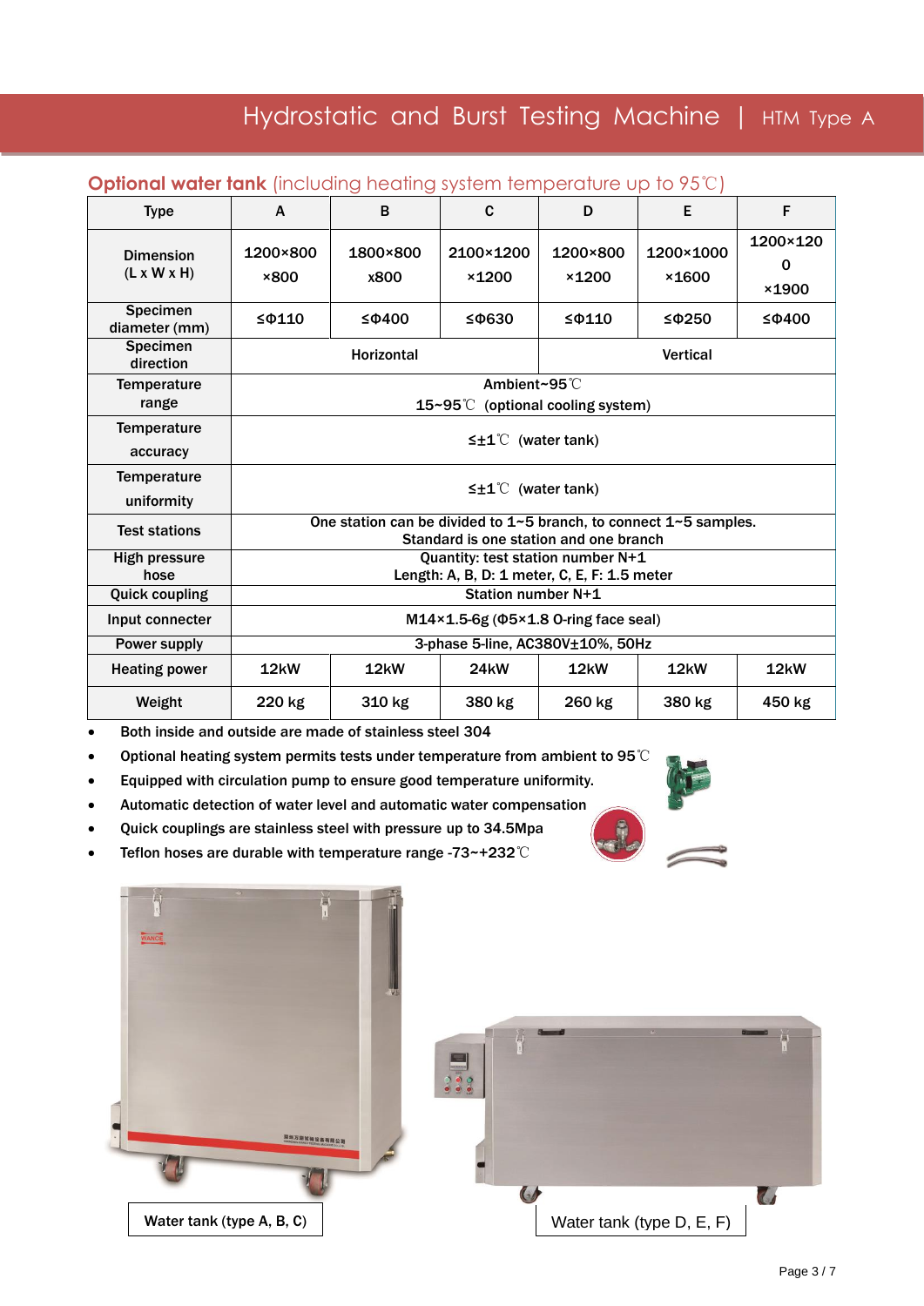## **Optional water tank** (including heating system temperature up to 95℃)

| Type | A | B | C | D | E | F |
|---|---|---|---|---|---|---|
| Dimension (L x W x H) | 1200×800 ×800 | 1800×800 x800 | 2100×1200 ×1200 | 1200×800 ×1200 | 1200×1000 ×1600 | 1200×1200 ×1900 |
| Specimen diameter (mm) | ≤Φ110 | ≤Φ400 | ≤Φ630 | ≤Φ110 | ≤Φ250 | ≤Φ400 |
| Specimen direction | Horizontal | | | Vertical | | |
| Temperature range | Ambient~95℃<br>15~95℃ (optional cooling system) | | | | | |
| Temperature accuracy | ≤±1℃ (water tank) | | | | | |
| Temperature uniformity | ≤±1℃ (water tank) | | | | | |
| Test stations | One station can be divided to 1~5 branch, to connect 1~5 samples.<br>Standard is one station and one branch | | | | | |
| High pressure hose | Quantity: test station number N+1<br>Length: A, B, D: 1 meter, C, E, F: 1.5 meter | | | | | |
| Quick coupling | Station number N+1 | | | | | |
| Input connecter | M14×1.5-6g (Φ5×1.8 O-ring face seal) | | | | | |
| Power supply | 3-phase 5-line, AC380V±10%, 50Hz | | | | | |
| Heating power | 12kW | 12kW | 24kW | 12kW | 12kW | 12kW |
| Weight | 220 kg | 310 kg | 380 kg | 260 kg | 380 kg | 450 kg |

- Both inside and outside are made of stainless steel 304
- Optional heating system permits tests under temperature from ambient to 95℃
- Equipped with circulation pump to ensure good temperature uniformity.
- Automatic detection of water level and automatic water compensation
- Quick couplings are stainless steel with pressure up to 34.5Mpa
- Teflon hoses are durable with temperature range -73~+232℃

Water tank (type A, B, C)

Water tank (type D, E, F)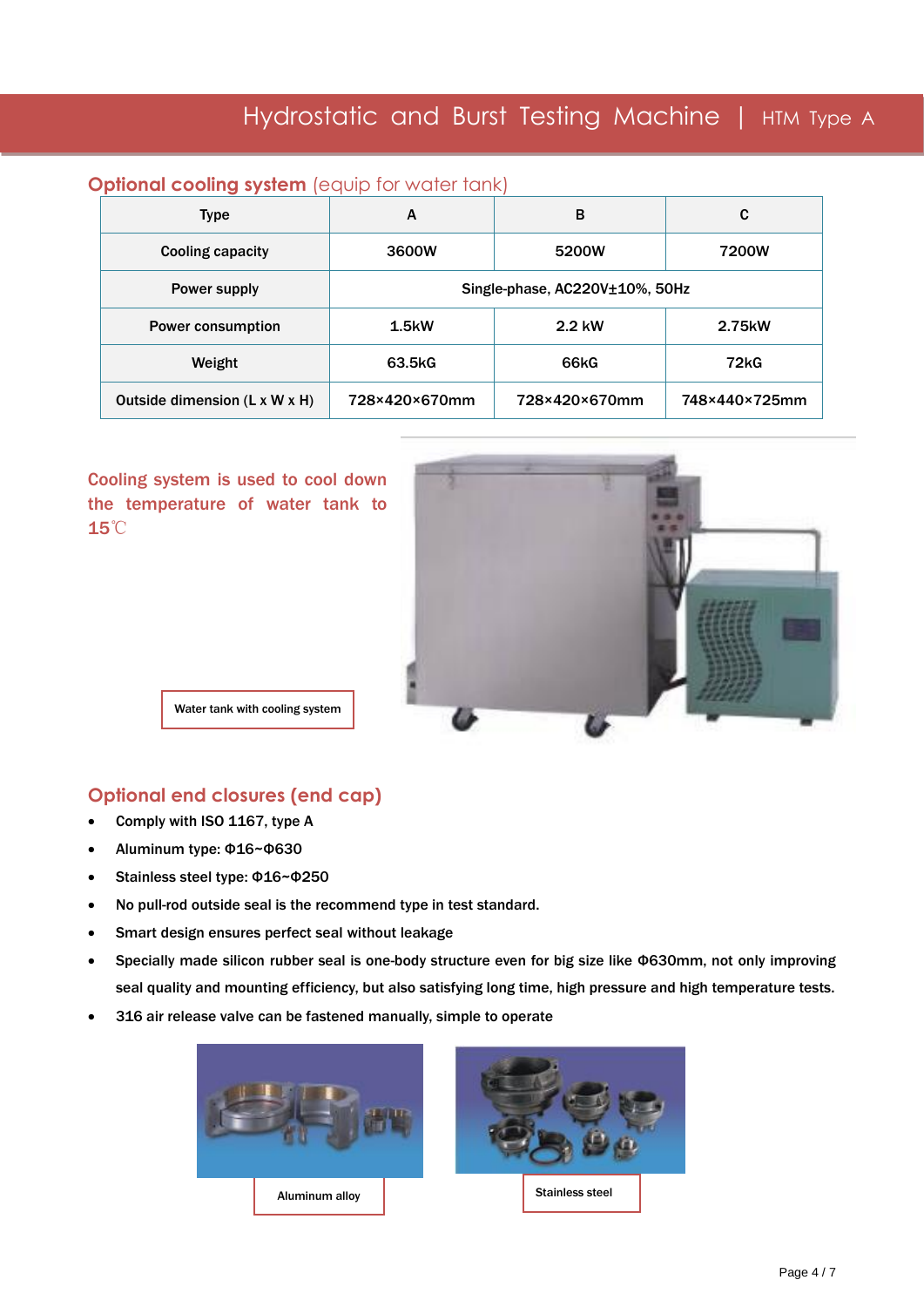## Optional cooling system (equip for water tank)

| Type | A | B | C |
|---|---|---|---|
| Cooling capacity | 3600W | 5200W | 7200W |
| Power supply | Single-phase, AC220V±10%, 50Hz | | |
| Power consumption | 1.5kW | 2.2 kW | 2.75kW |
| Weight | 63.5kG | 66kG | 72kG |
| Outside dimension (L x W x H) | 728×420×670mm | 728×420×670mm | 748×440×725mm |

Cooling system is used to cool down the temperature of water tank to 15℃

Water tank with cooling system

## Optional end closures (end cap)

- Comply with ISO 1167, type A
- Aluminum type: Φ16~Φ630
- Stainless steel type: Φ16~Φ250
- No pull-rod outside seal is the recommend type in test standard.
- Smart design ensures perfect seal without leakage
- Specially made silicon rubber seal is one-body structure even for big size like Φ630mm, not only improving seal quality and mounting efficiency, but also satisfying long time, high pressure and high temperature tests.
- 316 air release valve can be fastened manually, simple to operate

Aluminum alloy

Stainless steel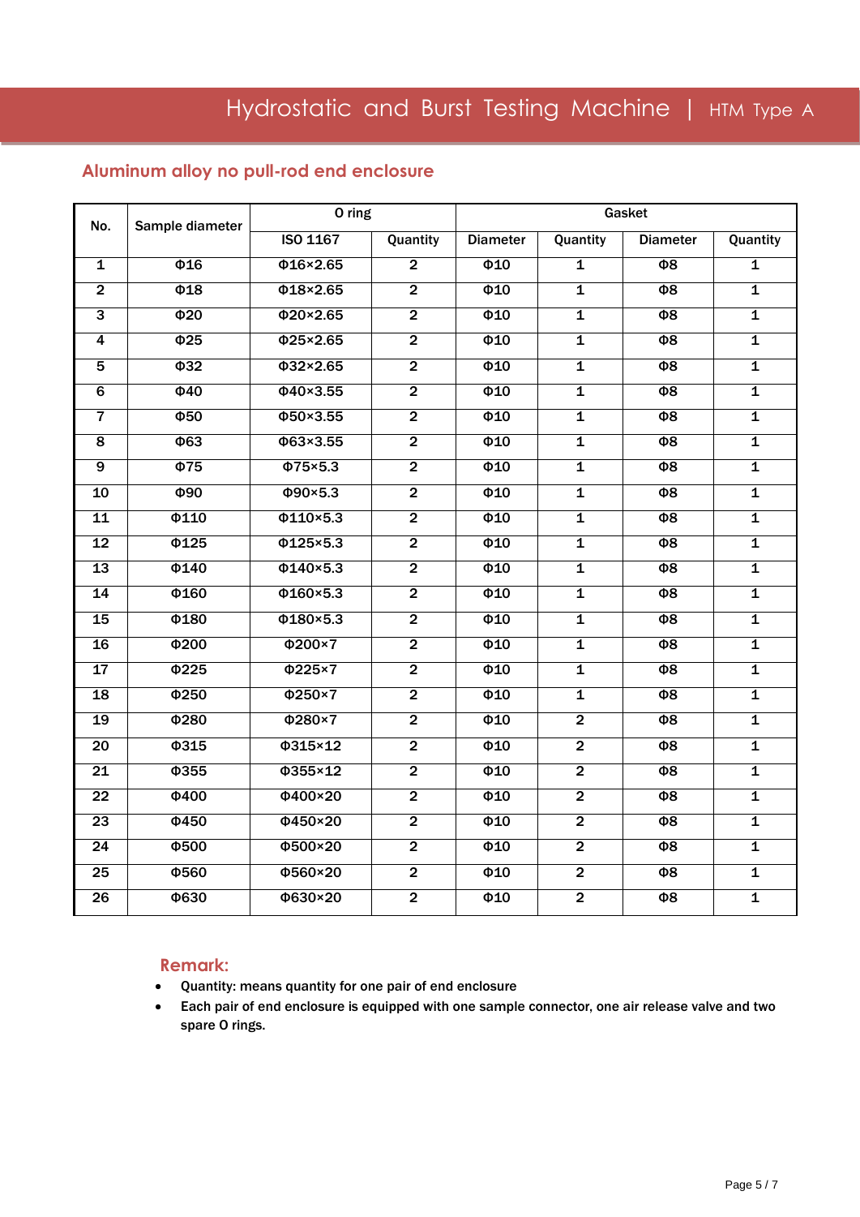## Aluminum alloy no pull-rod end enclosure

| No. | Sample diameter | O ring | | Gasket | | | |
|---|---|---|---|---|---|---|---|
| | | ISO 1167 | Quantity | Diameter | Quantity | Diameter | Quantity |
| 1 | Φ16 | Φ16×2.65 | 2 | Φ10 | 1 | Φ8 | 1 |
| 2 | Φ18 | Φ18×2.65 | 2 | Φ10 | 1 | Φ8 | 1 |
| 3 | Φ20 | Φ20×2.65 | 2 | Φ10 | 1 | Φ8 | 1 |
| 4 | Φ25 | Φ25×2.65 | 2 | Φ10 | 1 | Φ8 | 1 |
| 5 | Φ32 | Φ32×2.65 | 2 | Φ10 | 1 | Φ8 | 1 |
| 6 | Φ40 | Φ40×3.55 | 2 | Φ10 | 1 | Φ8 | 1 |
| 7 | Φ50 | Φ50×3.55 | 2 | Φ10 | 1 | Φ8 | 1 |
| 8 | Φ63 | Φ63×3.55 | 2 | Φ10 | 1 | Φ8 | 1 |
| 9 | Φ75 | Φ75×5.3 | 2 | Φ10 | 1 | Φ8 | 1 |
| 10 | Φ90 | Φ90×5.3 | 2 | Φ10 | 1 | Φ8 | 1 |
| 11 | Φ110 | Φ110×5.3 | 2 | Φ10 | 1 | Φ8 | 1 |
| 12 | Φ125 | Φ125×5.3 | 2 | Φ10 | 1 | Φ8 | 1 |
| 13 | Φ140 | Φ140×5.3 | 2 | Φ10 | 1 | Φ8 | 1 |
| 14 | Φ160 | Φ160×5.3 | 2 | Φ10 | 1 | Φ8 | 1 |
| 15 | Φ180 | Φ180×5.3 | 2 | Φ10 | 1 | Φ8 | 1 |
| 16 | Φ200 | Φ200×7 | 2 | Φ10 | 1 | Φ8 | 1 |
| 17 | Φ225 | Φ225×7 | 2 | Φ10 | 1 | Φ8 | 1 |
| 18 | Φ250 | Φ250×7 | 2 | Φ10 | 1 | Φ8 | 1 |
| 19 | Φ280 | Φ280×7 | 2 | Φ10 | 2 | Φ8 | 1 |
| 20 | Φ315 | Φ315×12 | 2 | Φ10 | 2 | Φ8 | 1 |
| 21 | Φ355 | Φ355×12 | 2 | Φ10 | 2 | Φ8 | 1 |
| 22 | Φ400 | Φ400×20 | 2 | Φ10 | 2 | Φ8 | 1 |
| 23 | Φ450 | Φ450×20 | 2 | Φ10 | 2 | Φ8 | 1 |
| 24 | Φ500 | Φ500×20 | 2 | Φ10 | 2 | Φ8 | 1 |
| 25 | Φ560 | Φ560×20 | 2 | Φ10 | 2 | Φ8 | 1 |
| 26 | Φ630 | Φ630×20 | 2 | Φ10 | 2 | Φ8 | 1 |

### Remark:

- Quantity: means quantity for one pair of end enclosure
- Each pair of end enclosure is equipped with one sample connector, one air release valve and two spare O rings.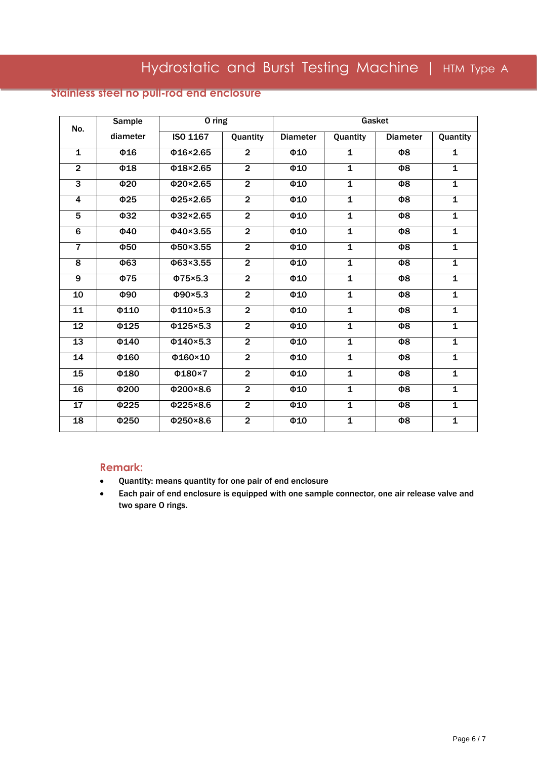## Stainless steel no pull-rod end enclosure

| No. | Sample diameter | O ring | | Gasket | | | |
|---|---|---|---|---|---|---|---|
| | | ISO 1167 | Quantity | Diameter | Quantity | Diameter | Quantity |
| 1 | Φ16 | Φ16×2.65 | 2 | Φ10 | 1 | Φ8 | 1 |
| 2 | Φ18 | Φ18×2.65 | 2 | Φ10 | 1 | Φ8 | 1 |
| 3 | Φ20 | Φ20×2.65 | 2 | Φ10 | 1 | Φ8 | 1 |
| 4 | Φ25 | Φ25×2.65 | 2 | Φ10 | 1 | Φ8 | 1 |
| 5 | Φ32 | Φ32×2.65 | 2 | Φ10 | 1 | Φ8 | 1 |
| 6 | Φ40 | Φ40×3.55 | 2 | Φ10 | 1 | Φ8 | 1 |
| 7 | Φ50 | Φ50×3.55 | 2 | Φ10 | 1 | Φ8 | 1 |
| 8 | Φ63 | Φ63×3.55 | 2 | Φ10 | 1 | Φ8 | 1 |
| 9 | Φ75 | Φ75×5.3 | 2 | Φ10 | 1 | Φ8 | 1 |
| 10 | Φ90 | Φ90×5.3 | 2 | Φ10 | 1 | Φ8 | 1 |
| 11 | Φ110 | Φ110×5.3 | 2 | Φ10 | 1 | Φ8 | 1 |
| 12 | Φ125 | Φ125×5.3 | 2 | Φ10 | 1 | Φ8 | 1 |
| 13 | Φ140 | Φ140×5.3 | 2 | Φ10 | 1 | Φ8 | 1 |
| 14 | Φ160 | Φ160×10 | 2 | Φ10 | 1 | Φ8 | 1 |
| 15 | Φ180 | Φ180×7 | 2 | Φ10 | 1 | Φ8 | 1 |
| 16 | Φ200 | Φ200×8.6 | 2 | Φ10 | 1 | Φ8 | 1 |
| 17 | Φ225 | Φ225×8.6 | 2 | Φ10 | 1 | Φ8 | 1 |
| 18 | Φ250 | Φ250×8.6 | 2 | Φ10 | 1 | Φ8 | 1 |

### Remark:

- Quantity: means quantity for one pair of end enclosure
- Each pair of end enclosure is equipped with one sample connector, one air release valve and two spare O rings.